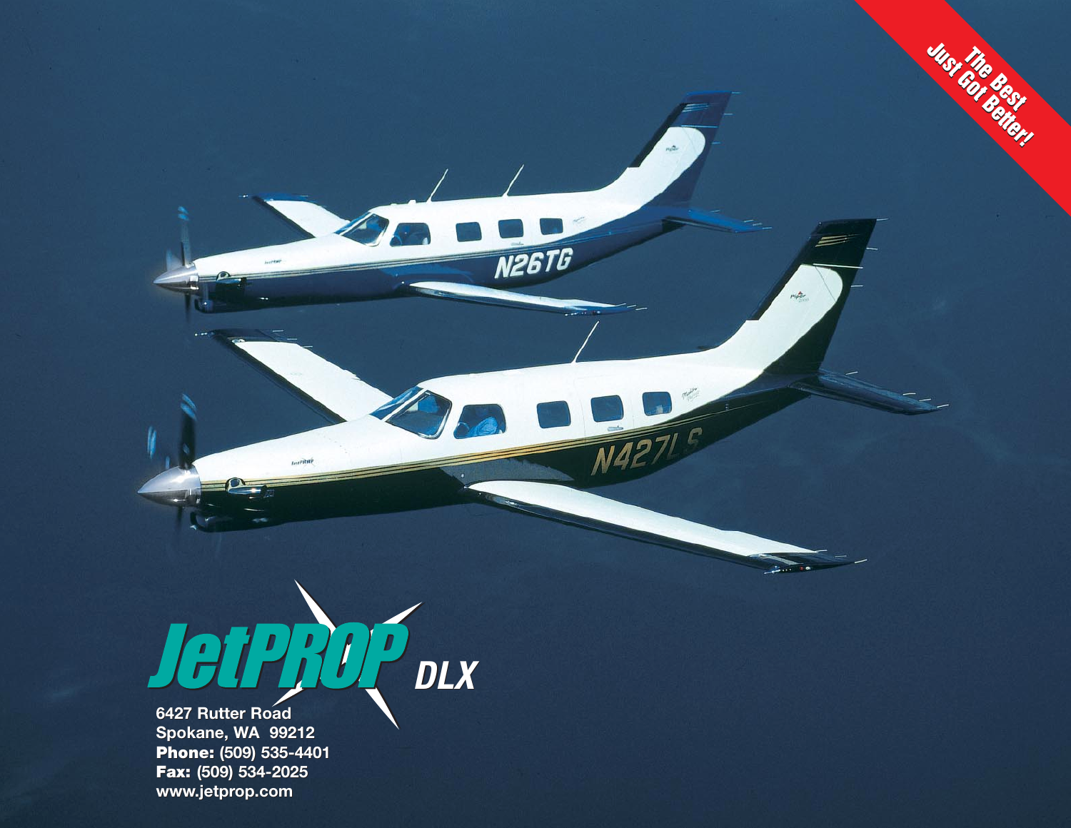The Best Just Got Better!

# JetPROP DLX

6427 Rutter Road
Spokane, WA 99212
**Phone:** (509) 535-4401
**Fax:** (509) 534-2025
www.jetprop.com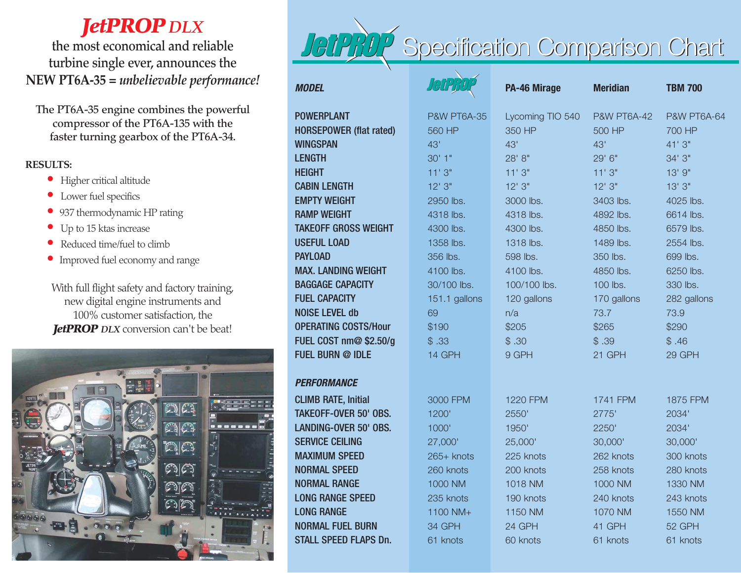# *JetPROP DLX*

the most economical and reliable turbine single ever, announces the NEW PT6A-35 = *unbelievable performance!*

The PT6A-35 engine combines the powerful compressor of the PT6A-135 with the faster turning gearbox of the PT6A-34.

**RESULTS:**

- Higher critical altitude
- Lower fuel specifics
- 937 thermodynamic HP rating
- Up to 15 ktas increase
- Reduced time/fuel to climb
- Improved fuel economy and range

With full flight safety and factory training, new digital engine instruments and 100% customer satisfaction, the ***JetPROP** DLX* conversion can't be beat!

# JetPROP Specification Comparison Chart

| *MODEL* | JetPROP | PA-46 Mirage | Meridian | TBM 700 |
|---|---|---|---|---|
| POWERPLANT | P&W PT6A-35 | Lycoming TIO 540 | P&W PT6A-42 | P&W PT6A-64 |
| HORSEPOWER (flat rated) | 560 HP | 350 HP | 500 HP | 700 HP |
| WINGSPAN | 43' | 43' | 43' | 41' 3" |
| LENGTH | 30' 1" | 28' 8" | 29' 6" | 34' 3" |
| HEIGHT | 11' 3" | 11' 3" | 11' 3" | 13' 9" |
| CABIN LENGTH | 12' 3" | 12' 3" | 12' 3" | 13' 3" |
| EMPTY WEIGHT | 2950 lbs. | 3000 lbs. | 3403 lbs. | 4025 lbs. |
| RAMP WEIGHT | 4318 lbs. | 4318 lbs. | 4892 lbs. | 6614 lbs. |
| TAKEOFF GROSS WEIGHT | 4300 lbs. | 4300 lbs. | 4850 lbs. | 6579 lbs. |
| USEFUL LOAD | 1358 lbs. | 1318 lbs. | 1489 lbs. | 2554 lbs. |
| PAYLOAD | 356 lbs. | 598 lbs. | 350 lbs. | 699 lbs. |
| MAX. LANDING WEIGHT | 4100 lbs. | 4100 lbs. | 4850 lbs. | 6250 lbs. |
| BAGGAGE CAPACITY | 30/100 lbs. | 100/100 lbs. | 100 lbs. | 330 lbs. |
| FUEL CAPACITY | 151.1 gallons | 120 gallons | 170 gallons | 282 gallons |
| NOISE LEVEL db | 69 | n/a | 73.7 | 73.9 |
| OPERATING COSTS/Hour | $190 | $205 | $265 | $290 |
| FUEL COST nm@ $2.50/g | $ .33 | $ .30 | $ .39 | $ .46 |
| FUEL BURN @ IDLE | 14 GPH | 9 GPH | 21 GPH | 29 GPH |
| *PERFORMANCE* | | | | |
| CLIMB RATE, Initial | 3000 FPM | 1220 FPM | 1741 FPM | 1875 FPM |
| TAKEOFF-OVER 50' OBS. | 1200' | 2550' | 2775' | 2034' |
| LANDING-OVER 50' OBS. | 1000' | 1950' | 2250' | 2034' |
| SERVICE CEILING | 27,000' | 25,000' | 30,000' | 30,000' |
| MAXIMUM SPEED | 265+ knots | 225 knots | 262 knots | 300 knots |
| NORMAL SPEED | 260 knots | 200 knots | 258 knots | 280 knots |
| NORMAL RANGE | 1000 NM | 1018 NM | 1000 NM | 1330 NM |
| LONG RANGE SPEED | 235 knots | 190 knots | 240 knots | 243 knots |
| LONG RANGE | 1100 NM+ | 1150 NM | 1070 NM | 1550 NM |
| NORMAL FUEL BURN | 34 GPH | 24 GPH | 41 GPH | 52 GPH |
| STALL SPEED FLAPS Dn. | 61 knots | 60 knots | 61 knots | 61 knots |